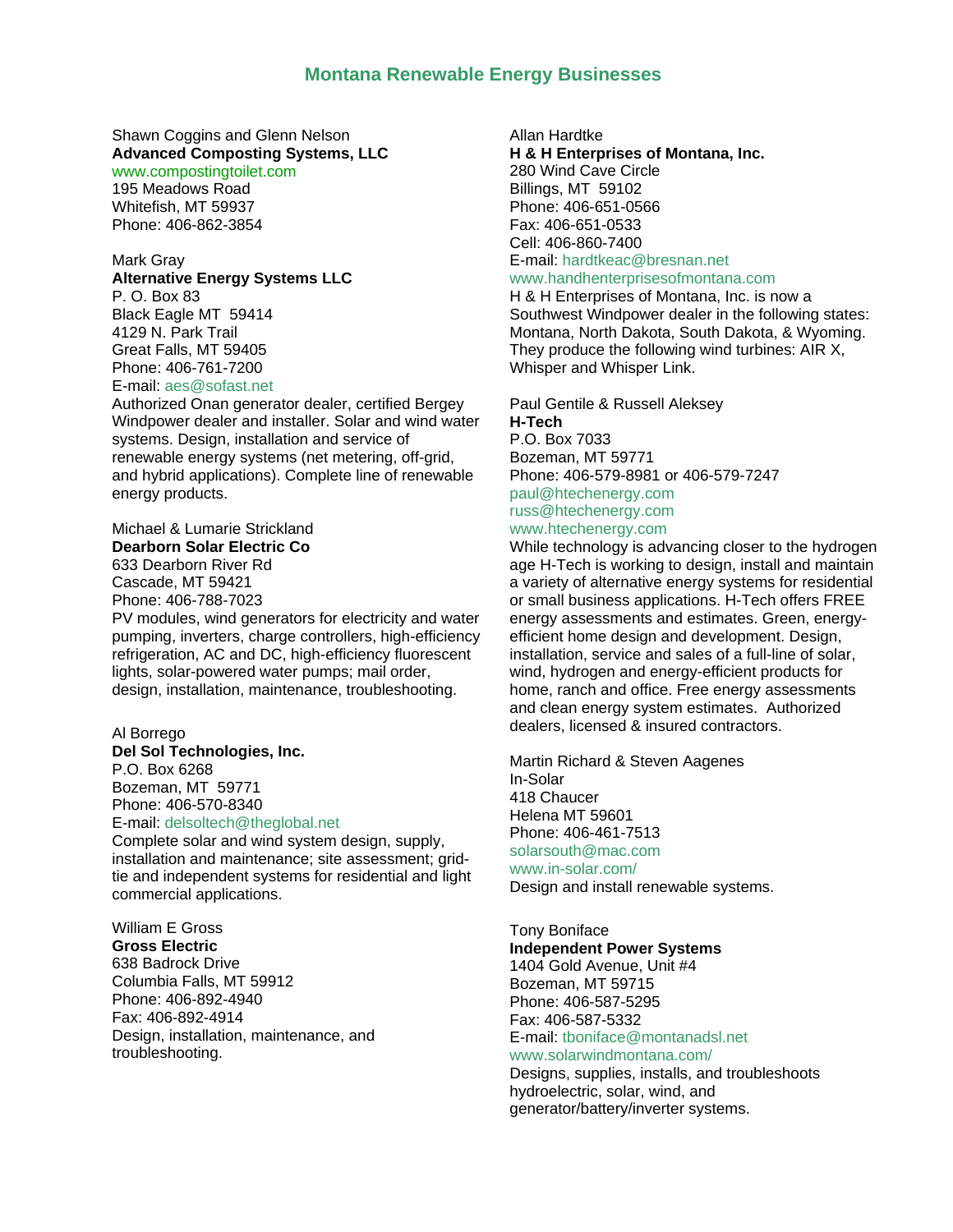# Montana Renewable Energy Businesses

Shawn Coggins and Glenn Nelson
**Advanced Composting Systems, LLC**
www.compostingtoilet.com
195 Meadows Road
Whitefish, MT 59937
Phone: 406-862-3854

Mark Gray
**Alternative Energy Systems LLC**
P. O. Box 83
Black Eagle MT 59414
4129 N. Park Trail
Great Falls, MT 59405
Phone: 406-761-7200
E-mail: aes@sofast.net
Authorized Onan generator dealer, certified Bergey Windpower dealer and installer. Solar and wind water systems. Design, installation and service of renewable energy systems (net metering, off-grid, and hybrid applications). Complete line of renewable energy products.

Michael & Lumarie Strickland
**Dearborn Solar Electric Co**
633 Dearborn River Rd
Cascade, MT 59421
Phone: 406-788-7023
PV modules, wind generators for electricity and water pumping, inverters, charge controllers, high-efficiency refrigeration, AC and DC, high-efficiency fluorescent lights, solar-powered water pumps; mail order, design, installation, maintenance, troubleshooting.

Al Borrego
**Del Sol Technologies, Inc.**
P.O. Box 6268
Bozeman, MT 59771
Phone: 406-570-8340
E-mail: delsoltech@theglobal.net
Complete solar and wind system design, supply, installation and maintenance; site assessment; grid-tie and independent systems for residential and light commercial applications.

William E Gross
**Gross Electric**
638 Badrock Drive
Columbia Falls, MT 59912
Phone: 406-892-4940
Fax: 406-892-4914
Design, installation, maintenance, and troubleshooting.

Allan Hardtke
**H & H Enterprises of Montana, Inc.**
280 Wind Cave Circle
Billings, MT 59102
Phone: 406-651-0566
Fax: 406-651-0533
Cell: 406-860-7400
E-mail: hardtkeac@bresnan.net
www.handhenterprisesofmontana.com
H & H Enterprises of Montana, Inc. is now a Southwest Windpower dealer in the following states: Montana, North Dakota, South Dakota, & Wyoming. They produce the following wind turbines: AIR X, Whisper and Whisper Link.

Paul Gentile & Russell Aleksey
**H-Tech**
P.O. Box 7033
Bozeman, MT 59771
Phone: 406-579-8981 or 406-579-7247
paul@htechenergy.com
russ@htechenergy.com
www.htechenergy.com
While technology is advancing closer to the hydrogen age H-Tech is working to design, install and maintain a variety of alternative energy systems for residential or small business applications. H-Tech offers FREE energy assessments and estimates. Green, energy-efficient home design and development. Design, installation, service and sales of a full-line of solar, wind, hydrogen and energy-efficient products for home, ranch and office. Free energy assessments and clean energy system estimates. Authorized dealers, licensed & insured contractors.

Martin Richard & Steven Aagenes
In-Solar
418 Chaucer
Helena MT 59601
Phone: 406-461-7513
solarsouth@mac.com
www.in-solar.com/
Design and install renewable systems.

Tony Boniface
**Independent Power Systems**
1404 Gold Avenue, Unit #4
Bozeman, MT 59715
Phone: 406-587-5295
Fax: 406-587-5332
E-mail: tboniface@montanadsl.net
www.solarwindmontana.com/
Designs, supplies, installs, and troubleshoots hydroelectric, solar, wind, and generator/battery/inverter systems.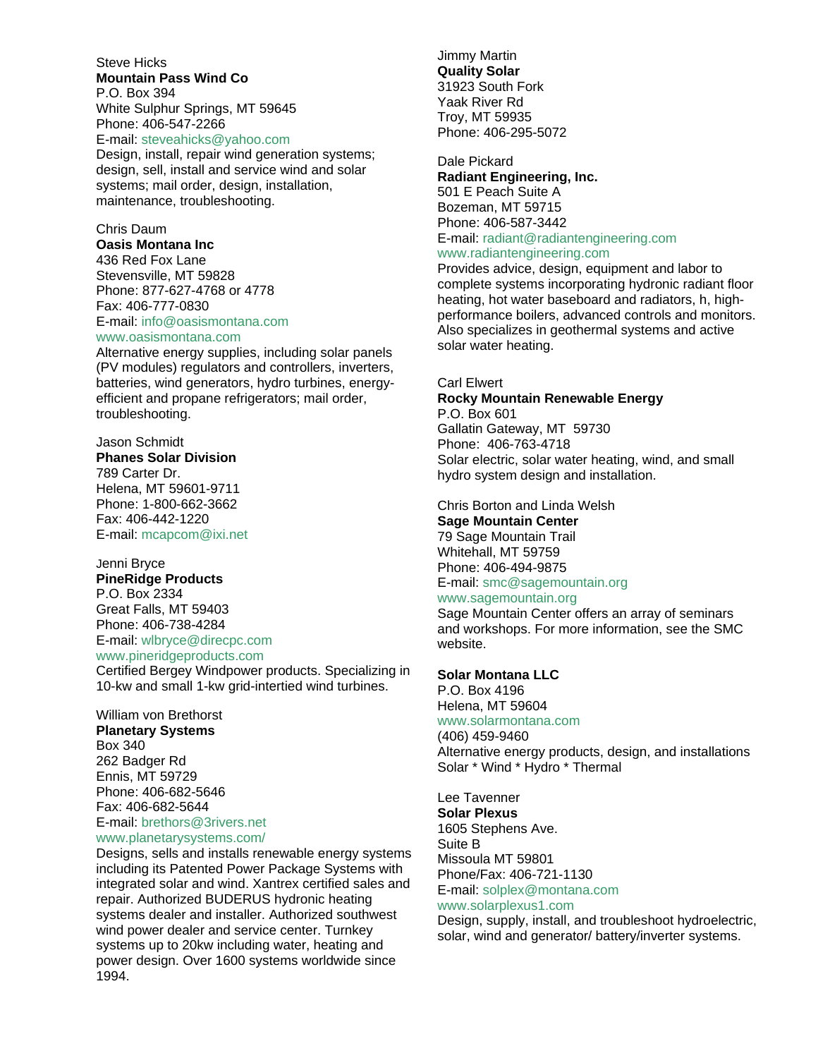Steve Hicks
**Mountain Pass Wind Co**
P.O. Box 394
White Sulphur Springs, MT 59645
Phone: 406-547-2266
E-mail: steveahicks@yahoo.com
Design, install, repair wind generation systems; design, sell, install and service wind and solar systems; mail order, design, installation, maintenance, troubleshooting.

Chris Daum
**Oasis Montana Inc**
436 Red Fox Lane
Stevensville, MT 59828
Phone: 877-627-4768 or 4778
Fax: 406-777-0830
E-mail: info@oasismontana.com
www.oasismontana.com
Alternative energy supplies, including solar panels (PV modules) regulators and controllers, inverters, batteries, wind generators, hydro turbines, energy-efficient and propane refrigerators; mail order, troubleshooting.

Jason Schmidt
**Phanes Solar Division**
789 Carter Dr.
Helena, MT 59601-9711
Phone: 1-800-662-3662
Fax: 406-442-1220
E-mail: mcapcom@ixi.net

Jenni Bryce
**PineRidge Products**
P.O. Box 2334
Great Falls, MT 59403
Phone: 406-738-4284
E-mail: wlbryce@direcpc.com
www.pineridgeproducts.com
Certified Bergey Windpower products. Specializing in 10-kw and small 1-kw grid-intertied wind turbines.

William von Brethorst
**Planetary Systems**
Box 340
262 Badger Rd
Ennis, MT 59729
Phone: 406-682-5646
Fax: 406-682-5644
E-mail: brethors@3rivers.net
www.planetarysystems.com/
Designs, sells and installs renewable energy systems including its Patented Power Package Systems with integrated solar and wind. Xantrex certified sales and repair. Authorized BUDERUS hydronic heating systems dealer and installer. Authorized southwest wind power dealer and service center. Turnkey systems up to 20kw including water, heating and power design. Over 1600 systems worldwide since 1994.

Jimmy Martin
**Quality Solar**
31923 South Fork
Yaak River Rd
Troy, MT 59935
Phone: 406-295-5072

Dale Pickard
**Radiant Engineering, Inc.**
501 E Peach Suite A
Bozeman, MT 59715
Phone: 406-587-3442
E-mail: radiant@radiantengineering.com
www.radiantengineering.com
Provides advice, design, equipment and labor to complete systems incorporating hydronic radiant floor heating, hot water baseboard and radiators, h, high-performance boilers, advanced controls and monitors. Also specializes in geothermal systems and active solar water heating.

Carl Elwert
**Rocky Mountain Renewable Energy**
P.O. Box 601
Gallatin Gateway, MT 59730
Phone: 406-763-4718
Solar electric, solar water heating, wind, and small hydro system design and installation.

Chris Borton and Linda Welsh
**Sage Mountain Center**
79 Sage Mountain Trail
Whitehall, MT 59759
Phone: 406-494-9875
E-mail: smc@sagemountain.org
www.sagemountain.org
Sage Mountain Center offers an array of seminars and workshops. For more information, see the SMC website.

**Solar Montana LLC**
P.O. Box 4196
Helena, MT 59604
www.solarmontana.com
(406) 459-9460
Alternative energy products, design, and installations
Solar * Wind * Hydro * Thermal

Lee Tavenner
**Solar Plexus**
1605 Stephens Ave.
Suite B
Missoula MT 59801
Phone/Fax: 406-721-1130
E-mail: solplex@montana.com
www.solarplexus1.com
Design, supply, install, and troubleshoot hydroelectric, solar, wind and generator/ battery/inverter systems.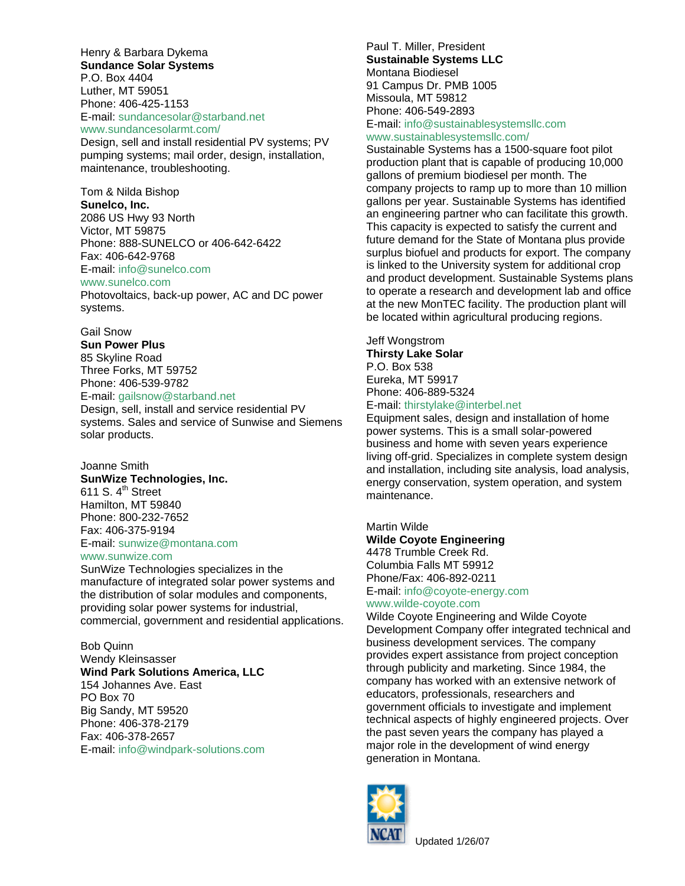Henry & Barbara Dykema
**Sundance Solar Systems**
P.O. Box 4404
Luther, MT 59051
Phone: 406-425-1153
E-mail: sundancesolar@starband.net
www.sundancesolarmt.com/
Design, sell and install residential PV systems; PV pumping systems; mail order, design, installation, maintenance, troubleshooting.

Tom & Nilda Bishop
**Sunelco, Inc.**
2086 US Hwy 93 North
Victor, MT 59875
Phone: 888-SUNELCO or 406-642-6422
Fax: 406-642-9768
E-mail: info@sunelco.com
www.sunelco.com
Photovoltaics, back-up power, AC and DC power systems.

Gail Snow
**Sun Power Plus**
85 Skyline Road
Three Forks, MT 59752
Phone: 406-539-9782
E-mail: gailsnow@starband.net
Design, sell, install and service residential PV systems. Sales and service of Sunwise and Siemens solar products.

Joanne Smith
**SunWize Technologies, Inc.**
611 S. 4th Street
Hamilton, MT 59840
Phone: 800-232-7652
Fax: 406-375-9194
E-mail: sunwize@montana.com
www.sunwize.com
SunWize Technologies specializes in the manufacture of integrated solar power systems and the distribution of solar modules and components, providing solar power systems for industrial, commercial, government and residential applications.

Bob Quinn
Wendy Kleinsasser
**Wind Park Solutions America, LLC**
154 Johannes Ave. East
PO Box 70
Big Sandy, MT 59520
Phone: 406-378-2179
Fax: 406-378-2657
E-mail: info@windpark-solutions.com

Paul T. Miller, President
**Sustainable Systems LLC**
Montana Biodiesel
91 Campus Dr. PMB 1005
Missoula, MT 59812
Phone: 406-549-2893
E-mail: info@sustainablesystemsllc.com
www.sustainablesystemsllc.com/
Sustainable Systems has a 1500-square foot pilot production plant that is capable of producing 10,000 gallons of premium biodiesel per month. The company projects to ramp up to more than 10 million gallons per year. Sustainable Systems has identified an engineering partner who can facilitate this growth. This capacity is expected to satisfy the current and future demand for the State of Montana plus provide surplus biofuel and products for export. The company is linked to the University system for additional crop and product development. Sustainable Systems plans to operate a research and development lab and office at the new MonTEC facility. The production plant will be located within agricultural producing regions.

Jeff Wongstrom
**Thirsty Lake Solar**
P.O. Box 538
Eureka, MT 59917
Phone: 406-889-5324
E-mail: thirstylake@interbel.net
Equipment sales, design and installation of home power systems. This is a small solar-powered business and home with seven years experience living off-grid. Specializes in complete system design and installation, including site analysis, load analysis, energy conservation, system operation, and system maintenance.

Martin Wilde
**Wilde Coyote Engineering**
4478 Trumble Creek Rd.
Columbia Falls MT 59912
Phone/Fax: 406-892-0211
E-mail: info@coyote-energy.com
www.wilde-coyote.com
Wilde Coyote Engineering and Wilde Coyote Development Company offer integrated technical and business development services. The company provides expert assistance from project conception through publicity and marketing. Since 1984, the company has worked with an extensive network of educators, professionals, researchers and government officials to investigate and implement technical aspects of highly engineered projects. Over the past seven years the company has played a major role in the development of wind energy generation in Montana.

NCAT

Updated 1/26/07